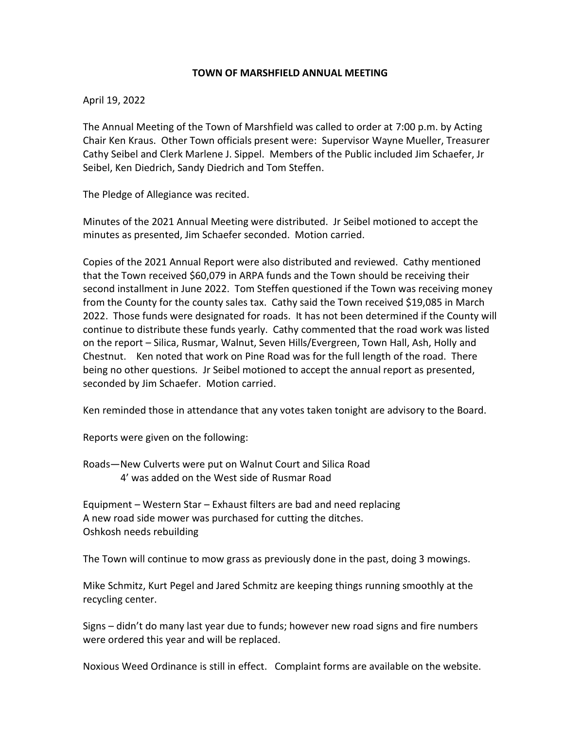# TOWN OF MARSHFIELD ANNUAL MEETING

April 19, 2022

The Annual Meeting of the Town of Marshfield was called to order at 7:00 p.m. by Acting Chair Ken Kraus. Other Town officials present were: Supervisor Wayne Mueller, Treasurer Cathy Seibel and Clerk Marlene J. Sippel. Members of the Public included Jim Schaefer, Jr Seibel, Ken Diedrich, Sandy Diedrich and Tom Steffen.

The Pledge of Allegiance was recited.

Minutes of the 2021 Annual Meeting were distributed. Jr Seibel motioned to accept the minutes as presented, Jim Schaefer seconded. Motion carried.

Copies of the 2021 Annual Report were also distributed and reviewed. Cathy mentioned that the Town received $60,079 in ARPA funds and the Town should be receiving their second installment in June 2022. Tom Steffen questioned if the Town was receiving money from the County for the county sales tax. Cathy said the Town received $19,085 in March 2022. Those funds were designated for roads. It has not been determined if the County will continue to distribute these funds yearly. Cathy commented that the road work was listed on the report – Silica, Rusmar, Walnut, Seven Hills/Evergreen, Town Hall, Ash, Holly and Chestnut. Ken noted that work on Pine Road was for the full length of the road. There being no other questions. Jr Seibel motioned to accept the annual report as presented, seconded by Jim Schaefer. Motion carried.

Ken reminded those in attendance that any votes taken tonight are advisory to the Board.

Reports were given on the following:

Roads—New Culverts were put on Walnut Court and Silica Road
4' was added on the West side of Rusmar Road

Equipment – Western Star – Exhaust filters are bad and need replacing
A new road side mower was purchased for cutting the ditches.
Oshkosh needs rebuilding

The Town will continue to mow grass as previously done in the past, doing 3 mowings.

Mike Schmitz, Kurt Pegel and Jared Schmitz are keeping things running smoothly at the recycling center.

Signs – didn't do many last year due to funds; however new road signs and fire numbers were ordered this year and will be replaced.

Noxious Weed Ordinance is still in effect. Complaint forms are available on the website.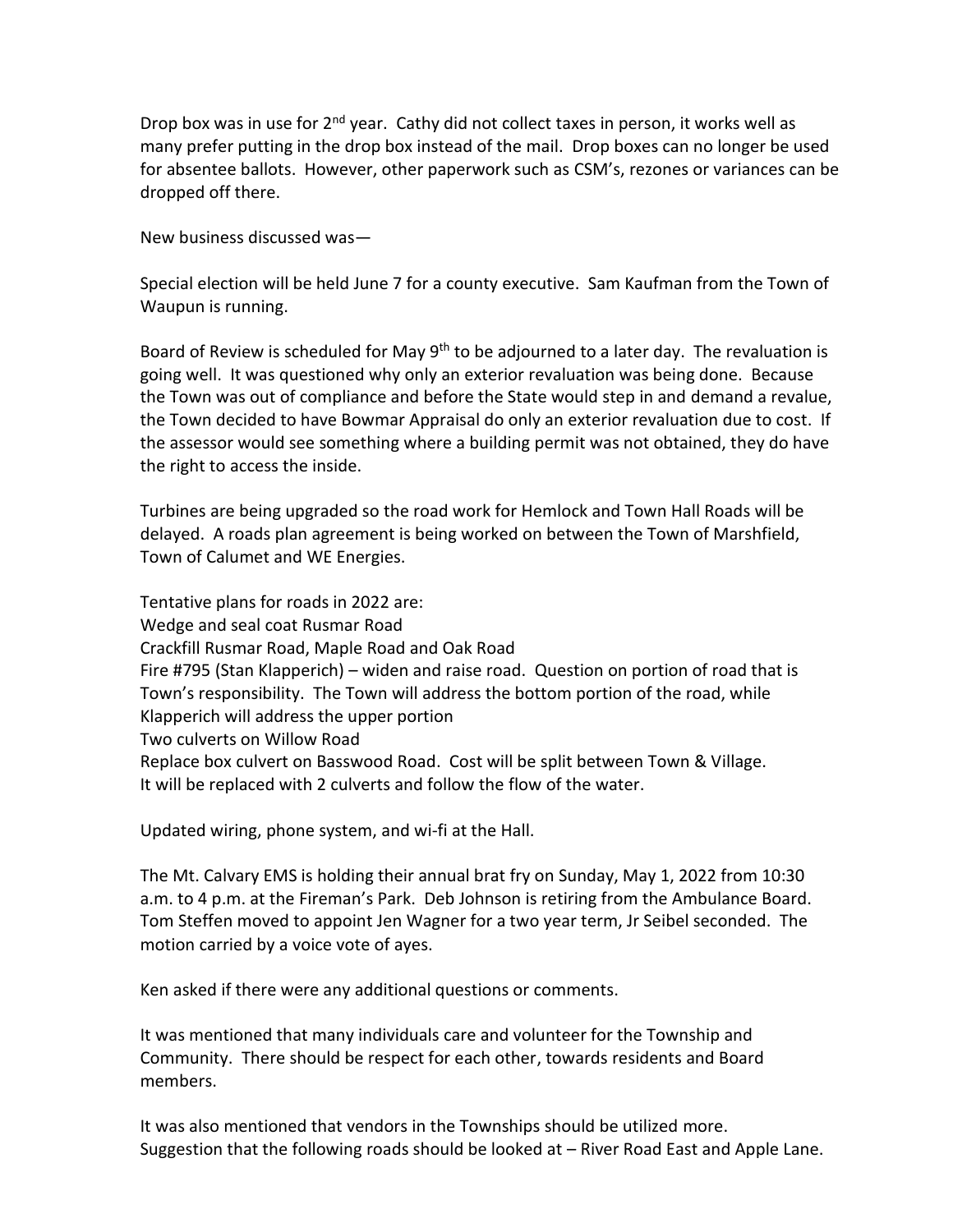Drop box was in use for 2nd year. Cathy did not collect taxes in person, it works well as many prefer putting in the drop box instead of the mail. Drop boxes can no longer be used for absentee ballots. However, other paperwork such as CSM's, rezones or variances can be dropped off there.

New business discussed was—

Special election will be held June 7 for a county executive. Sam Kaufman from the Town of Waupun is running.

Board of Review is scheduled for May 9th to be adjourned to a later day. The revaluation is going well. It was questioned why only an exterior revaluation was being done. Because the Town was out of compliance and before the State would step in and demand a revalue, the Town decided to have Bowmar Appraisal do only an exterior revaluation due to cost. If the assessor would see something where a building permit was not obtained, they do have the right to access the inside.

Turbines are being upgraded so the road work for Hemlock and Town Hall Roads will be delayed. A roads plan agreement is being worked on between the Town of Marshfield, Town of Calumet and WE Energies.

Tentative plans for roads in 2022 are:
Wedge and seal coat Rusmar Road
Crackfill Rusmar Road, Maple Road and Oak Road
Fire #795 (Stan Klapperich) – widen and raise road. Question on portion of road that is Town's responsibility. The Town will address the bottom portion of the road, while Klapperich will address the upper portion
Two culverts on Willow Road
Replace box culvert on Basswood Road. Cost will be split between Town & Village.
It will be replaced with 2 culverts and follow the flow of the water.

Updated wiring, phone system, and wi-fi at the Hall.

The Mt. Calvary EMS is holding their annual brat fry on Sunday, May 1, 2022 from 10:30 a.m. to 4 p.m. at the Fireman's Park. Deb Johnson is retiring from the Ambulance Board. Tom Steffen moved to appoint Jen Wagner for a two year term, Jr Seibel seconded. The motion carried by a voice vote of ayes.

Ken asked if there were any additional questions or comments.

It was mentioned that many individuals care and volunteer for the Township and Community. There should be respect for each other, towards residents and Board members.

It was also mentioned that vendors in the Townships should be utilized more.
Suggestion that the following roads should be looked at – River Road East and Apple Lane.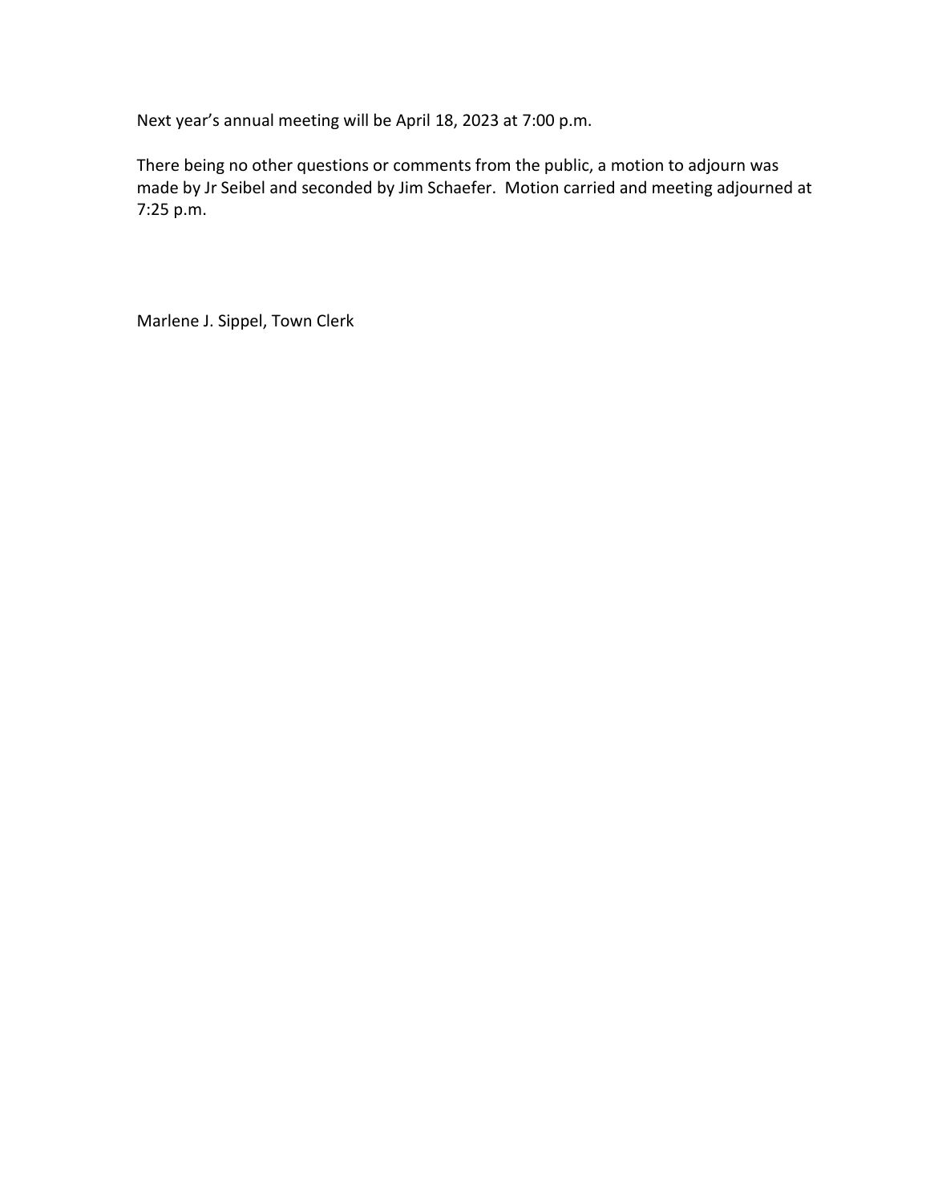Next year's annual meeting will be April 18, 2023 at 7:00 p.m.

There being no other questions or comments from the public, a motion to adjourn was made by Jr Seibel and seconded by Jim Schaefer. Motion carried and meeting adjourned at 7:25 p.m.

Marlene J. Sippel, Town Clerk